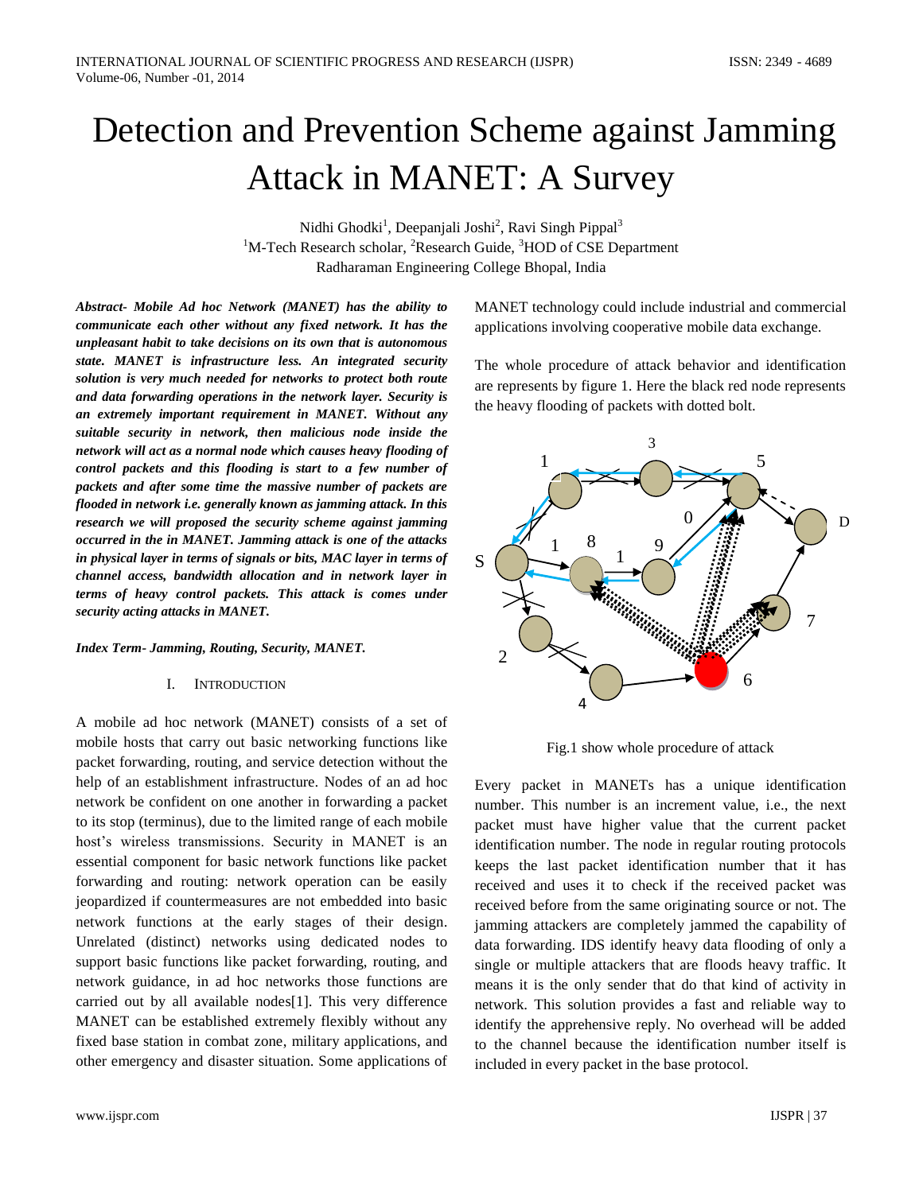# Detection and Prevention Scheme against Jamming Attack in MANET: A Survey

Nidhi Ghodki[1], Deepanjali Joshi[2], Ravi Singh Pippal[3]

[1]M-Tech Research scholar, [2]Research Guide, [3]HOD of CSE Department

Radharaman Engineering College Bhopal, India

***Abstract- Mobile Ad hoc Network (MANET) has the ability to communicate each other without any fixed network. It has the unpleasant habit to take decisions on its own that is autonomous state. MANET is infrastructure less. An integrated security solution is very much needed for networks to protect both route and data forwarding operations in the network layer. Security is an extremely important requirement in MANET. Without any suitable security in network, then malicious node inside the network will act as a normal node which causes heavy flooding of control packets and this flooding is start to a few number of packets and after some time the massive number of packets are flooded in network i.e. generally known as jamming attack. In this research we will proposed the security scheme against jamming occurred in the in MANET. Jamming attack is one of the attacks in physical layer in terms of signals or bits, MAC layer in terms of channel access, bandwidth allocation and in network layer in terms of heavy control packets. This attack is comes under security acting attacks in MANET.***

***Index Term- Jamming, Routing, Security, MANET.***

## I. Introduction

A mobile ad hoc network (MANET) consists of a set of mobile hosts that carry out basic networking functions like packet forwarding, routing, and service detection without the help of an establishment infrastructure. Nodes of an ad hoc network be confident on one another in forwarding a packet to its stop (terminus), due to the limited range of each mobile host's wireless transmissions. Security in MANET is an essential component for basic network functions like packet forwarding and routing: network operation can be easily jeopardized if countermeasures are not embedded into basic network functions at the early stages of their design. Unrelated (distinct) networks using dedicated nodes to support basic functions like packet forwarding, routing, and network guidance, in ad hoc networks those functions are carried out by all available nodes[1]. This very difference MANET can be established extremely flexibly without any fixed base station in combat zone, military applications, and other emergency and disaster situation. Some applications of MANET technology could include industrial and commercial applications involving cooperative mobile data exchange.

The whole procedure of attack behavior and identification are represents by figure 1. Here the black red node represents the heavy flooding of packets with dotted bolt.

Fig.1 show whole procedure of attack

Every packet in MANETs has a unique identification number. This number is an increment value, i.e., the next packet must have higher value that the current packet identification number. The node in regular routing protocols keeps the last packet identification number that it has received and uses it to check if the received packet was received before from the same originating source or not. The jamming attackers are completely jammed the capability of data forwarding. IDS identify heavy data flooding of only a single or multiple attackers that are floods heavy traffic. It means it is the only sender that do that kind of activity in network. This solution provides a fast and reliable way to identify the apprehensive reply. No overhead will be added to the channel because the identification number itself is included in every packet in the base protocol.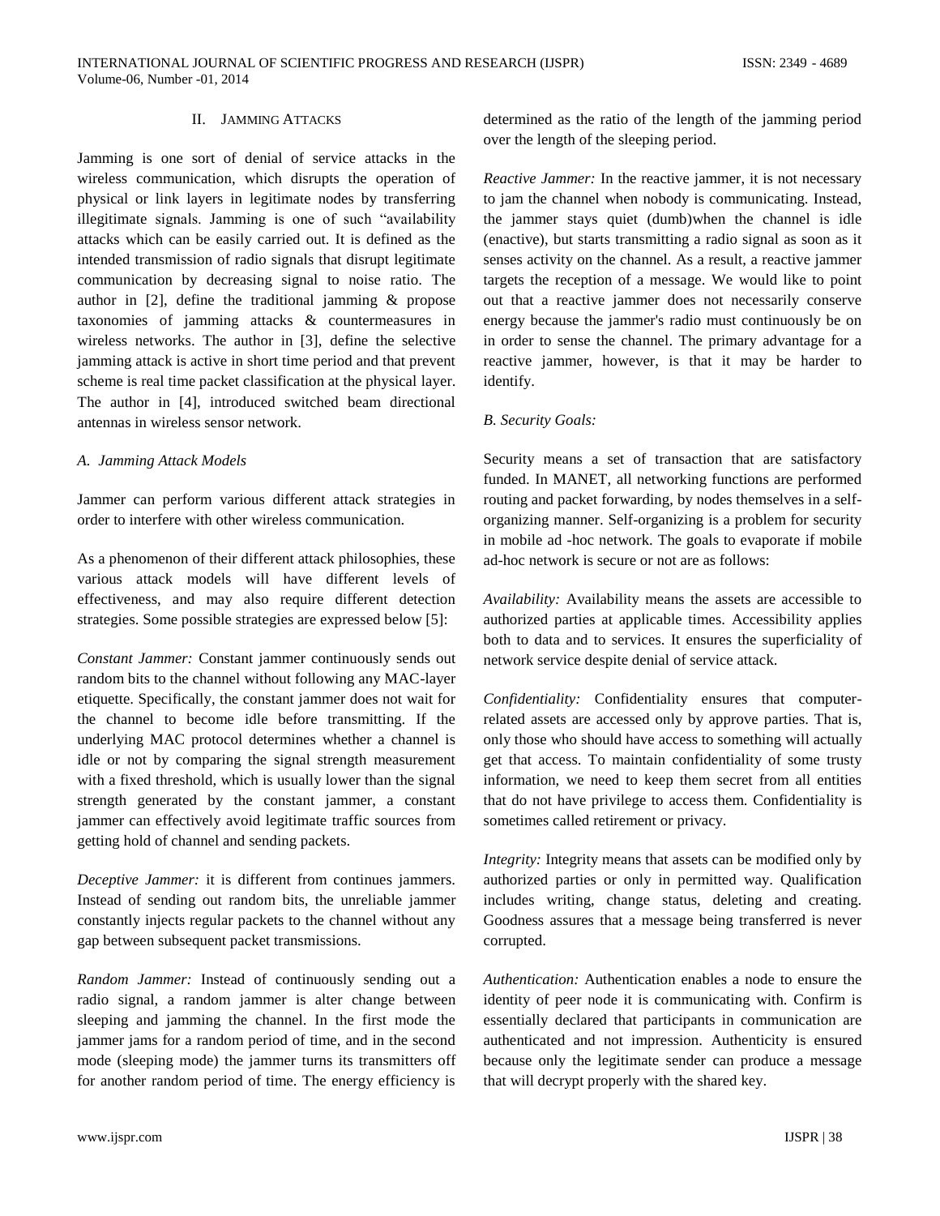## II. Jamming Attacks

Jamming is one sort of denial of service attacks in the wireless communication, which disrupts the operation of physical or link layers in legitimate nodes by transferring illegitimate signals. Jamming is one of such "availability attacks which can be easily carried out. It is defined as the intended transmission of radio signals that disrupt legitimate communication by decreasing signal to noise ratio. The author in [2], define the traditional jamming & propose taxonomies of jamming attacks & countermeasures in wireless networks. The author in [3], define the selective jamming attack is active in short time period and that prevent scheme is real time packet classification at the physical layer. The author in [4], introduced switched beam directional antennas in wireless sensor network.

### *A. Jamming Attack Models*

Jammer can perform various different attack strategies in order to interfere with other wireless communication.

As a phenomenon of their different attack philosophies, these various attack models will have different levels of effectiveness, and may also require different detection strategies. Some possible strategies are expressed below [5]:

*Constant Jammer:* Constant jammer continuously sends out random bits to the channel without following any MAC-layer etiquette. Specifically, the constant jammer does not wait for the channel to become idle before transmitting. If the underlying MAC protocol determines whether a channel is idle or not by comparing the signal strength measurement with a fixed threshold, which is usually lower than the signal strength generated by the constant jammer, a constant jammer can effectively avoid legitimate traffic sources from getting hold of channel and sending packets.

*Deceptive Jammer:* it is different from continues jammers. Instead of sending out random bits, the unreliable jammer constantly injects regular packets to the channel without any gap between subsequent packet transmissions.

*Random Jammer:* Instead of continuously sending out a radio signal, a random jammer is alter change between sleeping and jamming the channel. In the first mode the jammer jams for a random period of time, and in the second mode (sleeping mode) the jammer turns its transmitters off for another random period of time. The energy efficiency is determined as the ratio of the length of the jamming period over the length of the sleeping period.

*Reactive Jammer:* In the reactive jammer, it is not necessary to jam the channel when nobody is communicating. Instead, the jammer stays quiet (dumb)when the channel is idle (enactive), but starts transmitting a radio signal as soon as it senses activity on the channel. As a result, a reactive jammer targets the reception of a message. We would like to point out that a reactive jammer does not necessarily conserve energy because the jammer's radio must continuously be on in order to sense the channel. The primary advantage for a reactive jammer, however, is that it may be harder to identify.

### *B. Security Goals:*

Security means a set of transaction that are satisfactory funded. In MANET, all networking functions are performed routing and packet forwarding, by nodes themselves in a self-organizing manner. Self-organizing is a problem for security in mobile ad -hoc network. The goals to evaporate if mobile ad-hoc network is secure or not are as follows:

*Availability:* Availability means the assets are accessible to authorized parties at applicable times. Accessibility applies both to data and to services. It ensures the superficiality of network service despite denial of service attack.

*Confidentiality:* Confidentiality ensures that computer-related assets are accessed only by approve parties. That is, only those who should have access to something will actually get that access. To maintain confidentiality of some trusty information, we need to keep them secret from all entities that do not have privilege to access them. Confidentiality is sometimes called retirement or privacy.

*Integrity:* Integrity means that assets can be modified only by authorized parties or only in permitted way. Qualification includes writing, change status, deleting and creating. Goodness assures that a message being transferred is never corrupted.

*Authentication:* Authentication enables a node to ensure the identity of peer node it is communicating with. Confirm is essentially declared that participants in communication are authenticated and not impression. Authenticity is ensured because only the legitimate sender can produce a message that will decrypt properly with the shared key.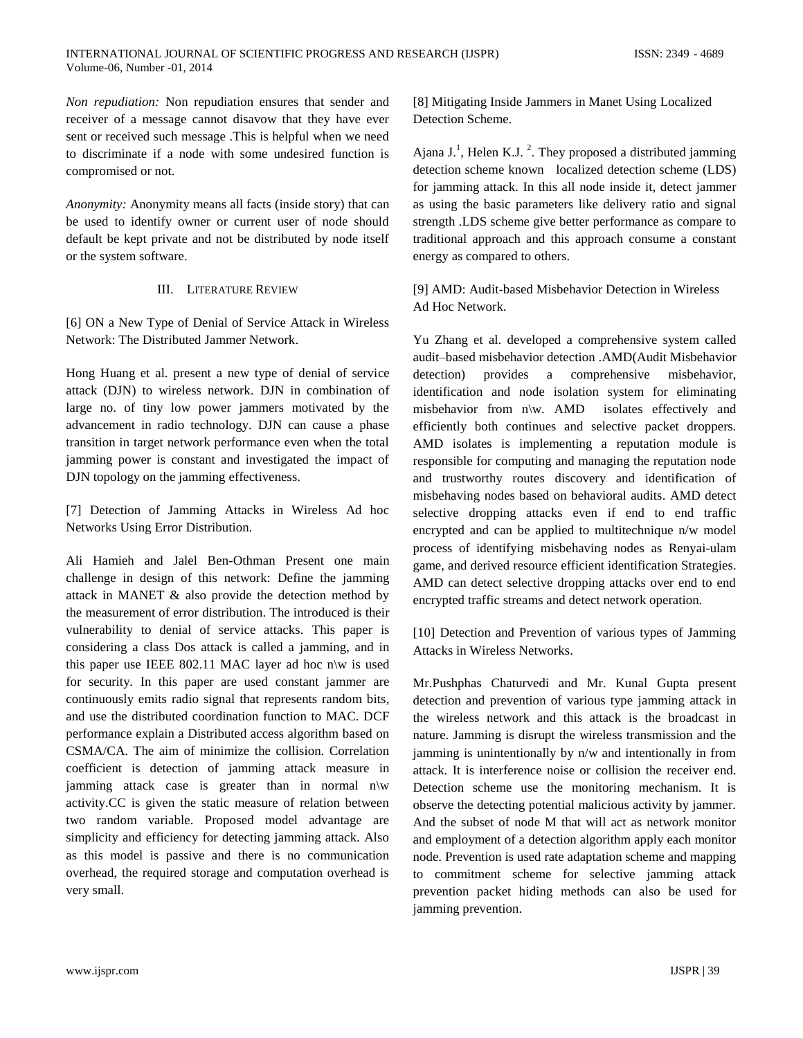*Non repudiation:* Non repudiation ensures that sender and receiver of a message cannot disavow that they have ever sent or received such message .This is helpful when we need to discriminate if a node with some undesired function is compromised or not.

*Anonymity:* Anonymity means all facts (inside story) that can be used to identify owner or current user of node should default be kept private and not be distributed by node itself or the system software.

## III. LITERATURE REVIEW

[6] ON a New Type of Denial of Service Attack in Wireless Network: The Distributed Jammer Network.

Hong Huang et al. present a new type of denial of service attack (DJN) to wireless network. DJN in combination of large no. of tiny low power jammers motivated by the advancement in radio technology. DJN can cause a phase transition in target network performance even when the total jamming power is constant and investigated the impact of DJN topology on the jamming effectiveness.

[7] Detection of Jamming Attacks in Wireless Ad hoc Networks Using Error Distribution.

Ali Hamieh and Jalel Ben-Othman Present one main challenge in design of this network: Define the jamming attack in MANET & also provide the detection method by the measurement of error distribution. The introduced is their vulnerability to denial of service attacks. This paper is considering a class Dos attack is called a jamming, and in this paper use IEEE 802.11 MAC layer ad hoc n\w is used for security. In this paper are used constant jammer are continuously emits radio signal that represents random bits, and use the distributed coordination function to MAC. DCF performance explain a Distributed access algorithm based on CSMA/CA. The aim of minimize the collision. Correlation coefficient is detection of jamming attack measure in jamming attack case is greater than in normal n\w activity.CC is given the static measure of relation between two random variable. Proposed model advantage are simplicity and efficiency for detecting jamming attack. Also as this model is passive and there is no communication overhead, the required storage and computation overhead is very small.

[8] Mitigating Inside Jammers in Manet Using Localized Detection Scheme.

Ajana J.[1], Helen K.J. [2]. They proposed a distributed jamming detection scheme known localized detection scheme (LDS) for jamming attack. In this all node inside it, detect jammer as using the basic parameters like delivery ratio and signal strength .LDS scheme give better performance as compare to traditional approach and this approach consume a constant energy as compared to others.

[9] AMD: Audit-based Misbehavior Detection in Wireless Ad Hoc Network.

Yu Zhang et al. developed a comprehensive system called audit–based misbehavior detection .AMD(Audit Misbehavior detection) provides a comprehensive misbehavior, identification and node isolation system for eliminating misbehavior from n\w. AMD isolates effectively and efficiently both continues and selective packet droppers. AMD isolates is implementing a reputation module is responsible for computing and managing the reputation node and trustworthy routes discovery and identification of misbehaving nodes based on behavioral audits. AMD detect selective dropping attacks even if end to end traffic encrypted and can be applied to multitechnique n/w model process of identifying misbehaving nodes as Renyai-ulam game, and derived resource efficient identification Strategies. AMD can detect selective dropping attacks over end to end encrypted traffic streams and detect network operation.

[10] Detection and Prevention of various types of Jamming Attacks in Wireless Networks.

Mr.Pushphas Chaturvedi and Mr. Kunal Gupta present detection and prevention of various type jamming attack in the wireless network and this attack is the broadcast in nature. Jamming is disrupt the wireless transmission and the jamming is unintentionally by n/w and intentionally in from attack. It is interference noise or collision the receiver end. Detection scheme use the monitoring mechanism. It is observe the detecting potential malicious activity by jammer. And the subset of node M that will act as network monitor and employment of a detection algorithm apply each monitor node. Prevention is used rate adaptation scheme and mapping to commitment scheme for selective jamming attack prevention packet hiding methods can also be used for jamming prevention.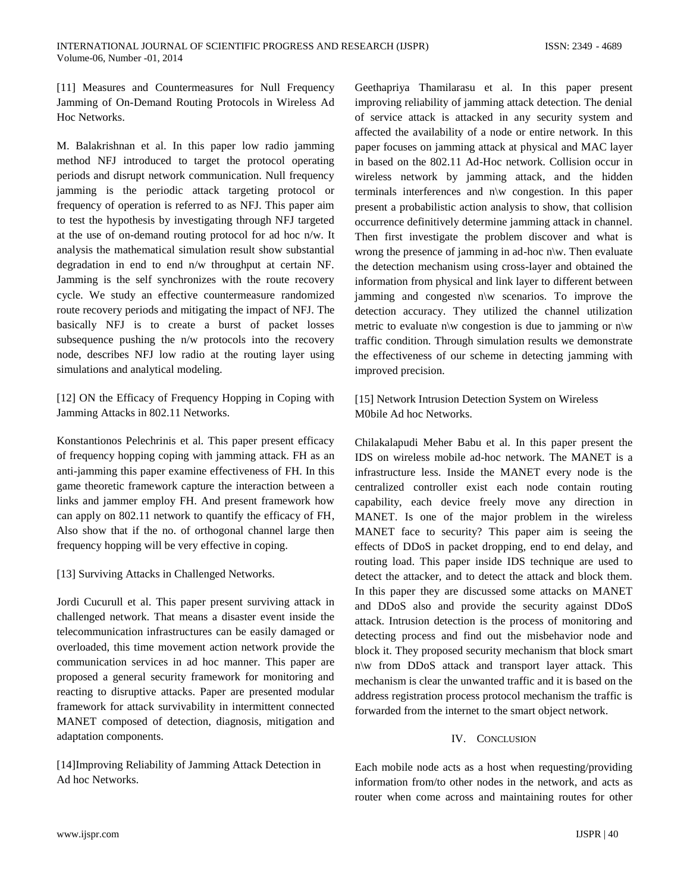[11] Measures and Countermeasures for Null Frequency Jamming of On-Demand Routing Protocols in Wireless Ad Hoc Networks.

M. Balakrishnan et al. In this paper low radio jamming method NFJ introduced to target the protocol operating periods and disrupt network communication. Null frequency jamming is the periodic attack targeting protocol or frequency of operation is referred to as NFJ. This paper aim to test the hypothesis by investigating through NFJ targeted at the use of on-demand routing protocol for ad hoc n/w. It analysis the mathematical simulation result show substantial degradation in end to end n/w throughput at certain NF. Jamming is the self synchronizes with the route recovery cycle. We study an effective countermeasure randomized route recovery periods and mitigating the impact of NFJ. The basically NFJ is to create a burst of packet losses subsequence pushing the n/w protocols into the recovery node, describes NFJ low radio at the routing layer using simulations and analytical modeling.

[12] ON the Efficacy of Frequency Hopping in Coping with Jamming Attacks in 802.11 Networks.

Konstantionos Pelechrinis et al. This paper present efficacy of frequency hopping coping with jamming attack. FH as an anti-jamming this paper examine effectiveness of FH. In this game theoretic framework capture the interaction between a links and jammer employ FH. And present framework how can apply on 802.11 network to quantify the efficacy of FH, Also show that if the no. of orthogonal channel large then frequency hopping will be very effective in coping.

[13] Surviving Attacks in Challenged Networks.

Jordi Cucurull et al. This paper present surviving attack in challenged network. That means a disaster event inside the telecommunication infrastructures can be easily damaged or overloaded, this time movement action network provide the communication services in ad hoc manner. This paper are proposed a general security framework for monitoring and reacting to disruptive attacks. Paper are presented modular framework for attack survivability in intermittent connected MANET composed of detection, diagnosis, mitigation and adaptation components.

[14]Improving Reliability of Jamming Attack Detection in Ad hoc Networks.

Geethapriya Thamilarasu et al. In this paper present improving reliability of jamming attack detection. The denial of service attack is attacked in any security system and affected the availability of a node or entire network. In this paper focuses on jamming attack at physical and MAC layer in based on the 802.11 Ad-Hoc network. Collision occur in wireless network by jamming attack, and the hidden terminals interferences and n\w congestion. In this paper present a probabilistic action analysis to show, that collision occurrence definitively determine jamming attack in channel. Then first investigate the problem discover and what is wrong the presence of jamming in ad-hoc n\w. Then evaluate the detection mechanism using cross-layer and obtained the information from physical and link layer to different between jamming and congested n\w scenarios. To improve the detection accuracy. They utilized the channel utilization metric to evaluate n\w congestion is due to jamming or n\w traffic condition. Through simulation results we demonstrate the effectiveness of our scheme in detecting jamming with improved precision.

[15] Network Intrusion Detection System on Wireless M0bile Ad hoc Networks.

Chilakalapudi Meher Babu et al. In this paper present the IDS on wireless mobile ad-hoc network. The MANET is a infrastructure less. Inside the MANET every node is the centralized controller exist each node contain routing capability, each device freely move any direction in MANET. Is one of the major problem in the wireless MANET face to security? This paper aim is seeing the effects of DDoS in packet dropping, end to end delay, and routing load. This paper inside IDS technique are used to detect the attacker, and to detect the attack and block them. In this paper they are discussed some attacks on MANET and DDoS also and provide the security against DDoS attack. Intrusion detection is the process of monitoring and detecting process and find out the misbehavior node and block it. They proposed security mechanism that block smart n\w from DDoS attack and transport layer attack. This mechanism is clear the unwanted traffic and it is based on the address registration process protocol mechanism the traffic is forwarded from the internet to the smart object network.

## IV. Conclusion

Each mobile node acts as a host when requesting/providing information from/to other nodes in the network, and acts as router when come across and maintaining routes for other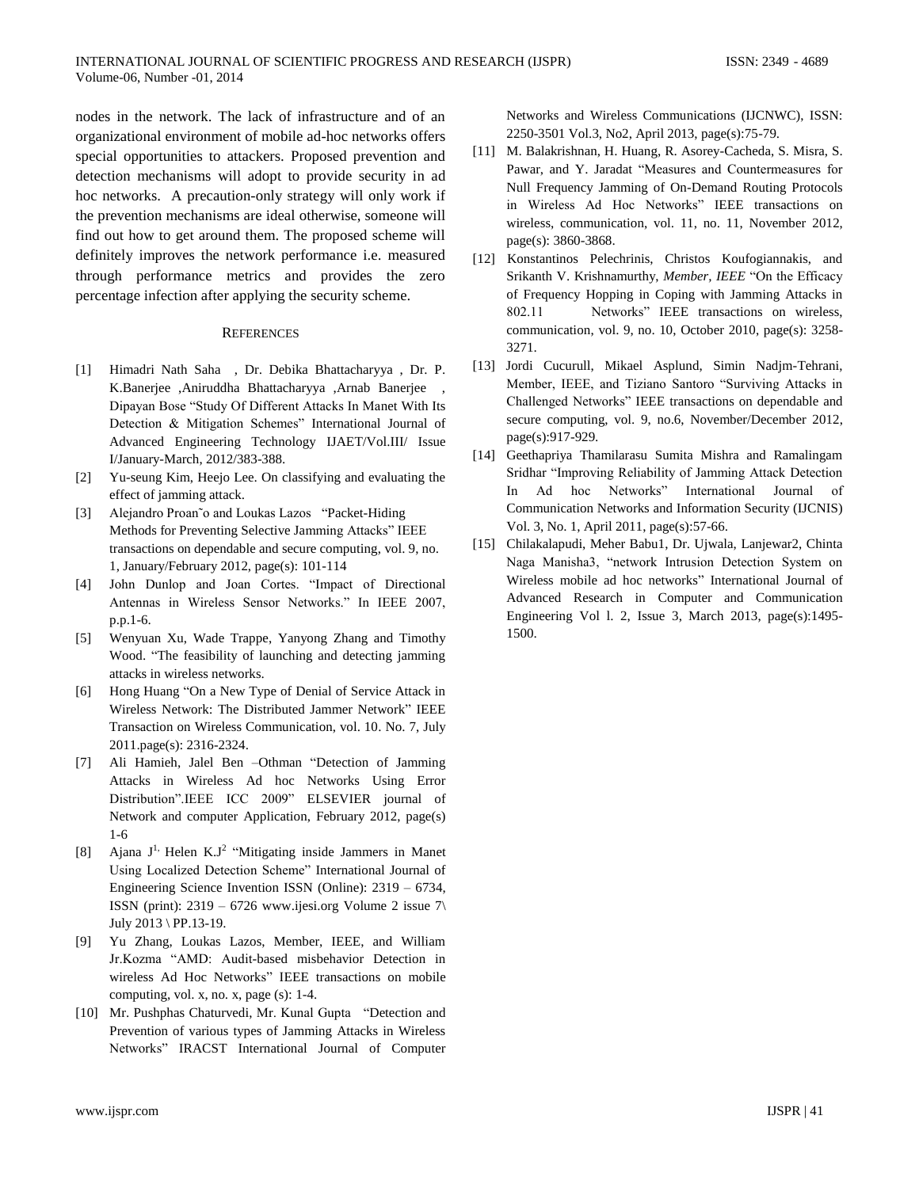nodes in the network. The lack of infrastructure and of an organizational environment of mobile ad-hoc networks offers special opportunities to attackers. Proposed prevention and detection mechanisms will adopt to provide security in ad hoc networks. A precaution-only strategy will only work if the prevention mechanisms are ideal otherwise, someone will find out how to get around them. The proposed scheme will definitely improves the network performance i.e. measured through performance metrics and provides the zero percentage infection after applying the security scheme.

## REFERENCES

[1] Himadri Nath Saha , Dr. Debika Bhattacharyya , Dr. P. K.Banerjee ,Aniruddha Bhattacharyya ,Arnab Banerjee , Dipayan Bose "Study Of Different Attacks In Manet With Its Detection & Mitigation Schemes" International Journal of Advanced Engineering Technology IJAET/Vol.III/ Issue I/January-March, 2012/383-388.

[2] Yu-seung Kim, Heejo Lee. On classifying and evaluating the effect of jamming attack.

[3] Alejandro Proan˜o and Loukas Lazos "Packet-Hiding Methods for Preventing Selective Jamming Attacks" IEEE transactions on dependable and secure computing, vol. 9, no. 1, January/February 2012, page(s): 101-114

[4] John Dunlop and Joan Cortes. "Impact of Directional Antennas in Wireless Sensor Networks." In IEEE 2007, p.p.1-6.

[5] Wenyuan Xu, Wade Trappe, Yanyong Zhang and Timothy Wood. "The feasibility of launching and detecting jamming attacks in wireless networks.

[6] Hong Huang "On a New Type of Denial of Service Attack in Wireless Network: The Distributed Jammer Network" IEEE Transaction on Wireless Communication, vol. 10. No. 7, July 2011.page(s): 2316-2324.

[7] Ali Hamieh, Jalel Ben –Othman "Detection of Jamming Attacks in Wireless Ad hoc Networks Using Error Distribution".IEEE ICC 2009" ELSEVIER journal of Network and computer Application, February 2012, page(s) 1-6

[8] Ajana J[1,] Helen K.J[2] "Mitigating inside Jammers in Manet Using Localized Detection Scheme" International Journal of Engineering Science Invention ISSN (Online): 2319 – 6734, ISSN (print): 2319 – 6726 www.ijesi.org Volume 2 issue 7\ July 2013 \ PP.13-19.

[9] Yu Zhang, Loukas Lazos, Member, IEEE, and William Jr.Kozma "AMD: Audit-based misbehavior Detection in wireless Ad Hoc Networks" IEEE transactions on mobile computing, vol. x, no. x, page (s): 1-4.

[10] Mr. Pushphas Chaturvedi, Mr. Kunal Gupta "Detection and Prevention of various types of Jamming Attacks in Wireless Networks" IRACST International Journal of Computer Networks and Wireless Communications (IJCNWC), ISSN: 2250-3501 Vol.3, No2, April 2013, page(s):75-79.

[11] M. Balakrishnan, H. Huang, R. Asorey-Cacheda, S. Misra, S. Pawar, and Y. Jaradat "Measures and Countermeasures for Null Frequency Jamming of On-Demand Routing Protocols in Wireless Ad Hoc Networks" IEEE transactions on wireless, communication, vol. 11, no. 11, November 2012, page(s): 3860-3868.

[12] Konstantinos Pelechrinis, Christos Koufogiannakis, and Srikanth V. Krishnamurthy, *Member, IEEE* "On the Efficacy of Frequency Hopping in Coping with Jamming Attacks in 802.11 Networks" IEEE transactions on wireless, communication, vol. 9, no. 10, October 2010, page(s): 3258-3271.

[13] Jordi Cucurull, Mikael Asplund, Simin Nadjm-Tehrani, Member, IEEE, and Tiziano Santoro "Surviving Attacks in Challenged Networks" IEEE transactions on dependable and secure computing, vol. 9, no.6, November/December 2012, page(s):917-929.

[14] Geethapriya Thamilarasu Sumita Mishra and Ramalingam Sridhar "Improving Reliability of Jamming Attack Detection In Ad hoc Networks" International Journal of Communication Networks and Information Security (IJCNIS) Vol. 3, No. 1, April 2011, page(s):57-66.

[15] Chilakalapudi, Meher Babu1, Dr. Ujwala, Lanjewar2, Chinta Naga Manisha3, "network Intrusion Detection System on Wireless mobile ad hoc networks" International Journal of Advanced Research in Computer and Communication Engineering Vol l. 2, Issue 3, March 2013, page(s):1495-1500.